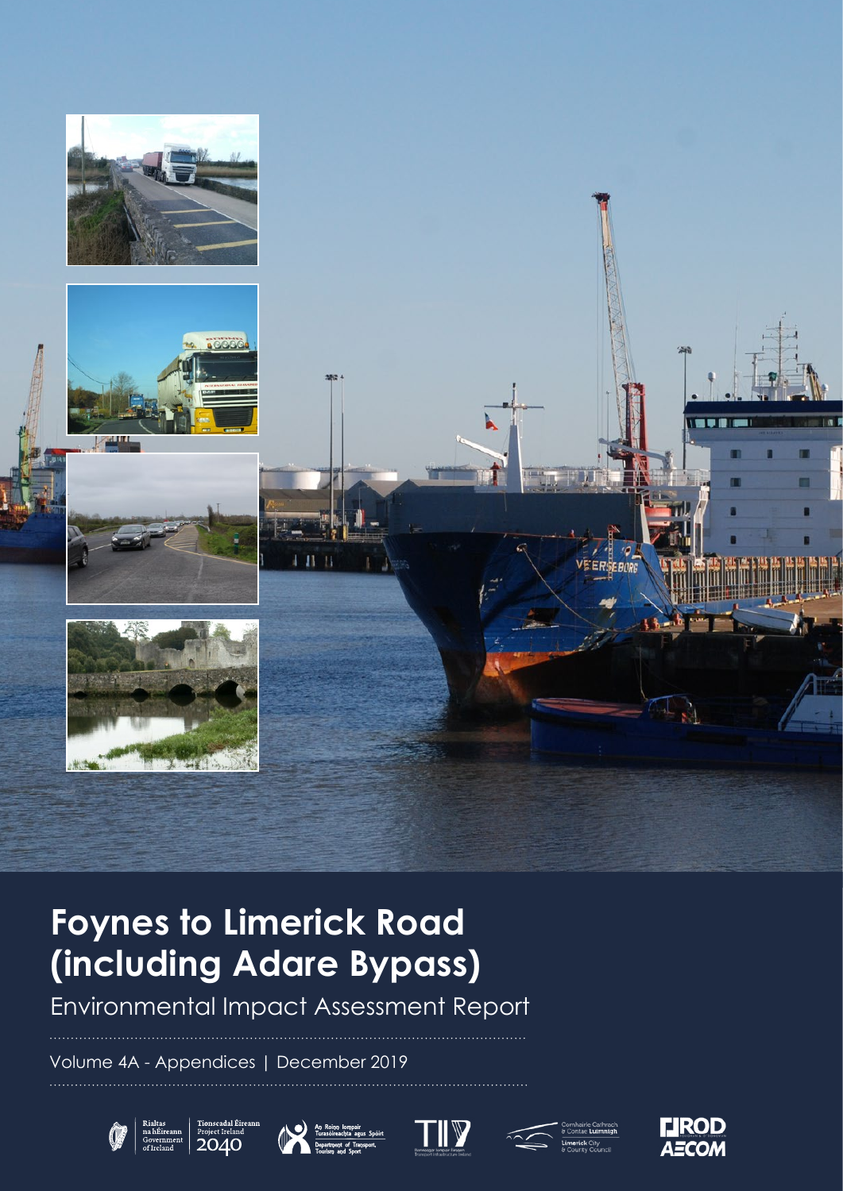# Foynes to Limerick Road (including Adare Bypass)

Environmental Impact Assessment Report

Volume 4A - Appendices | December 2019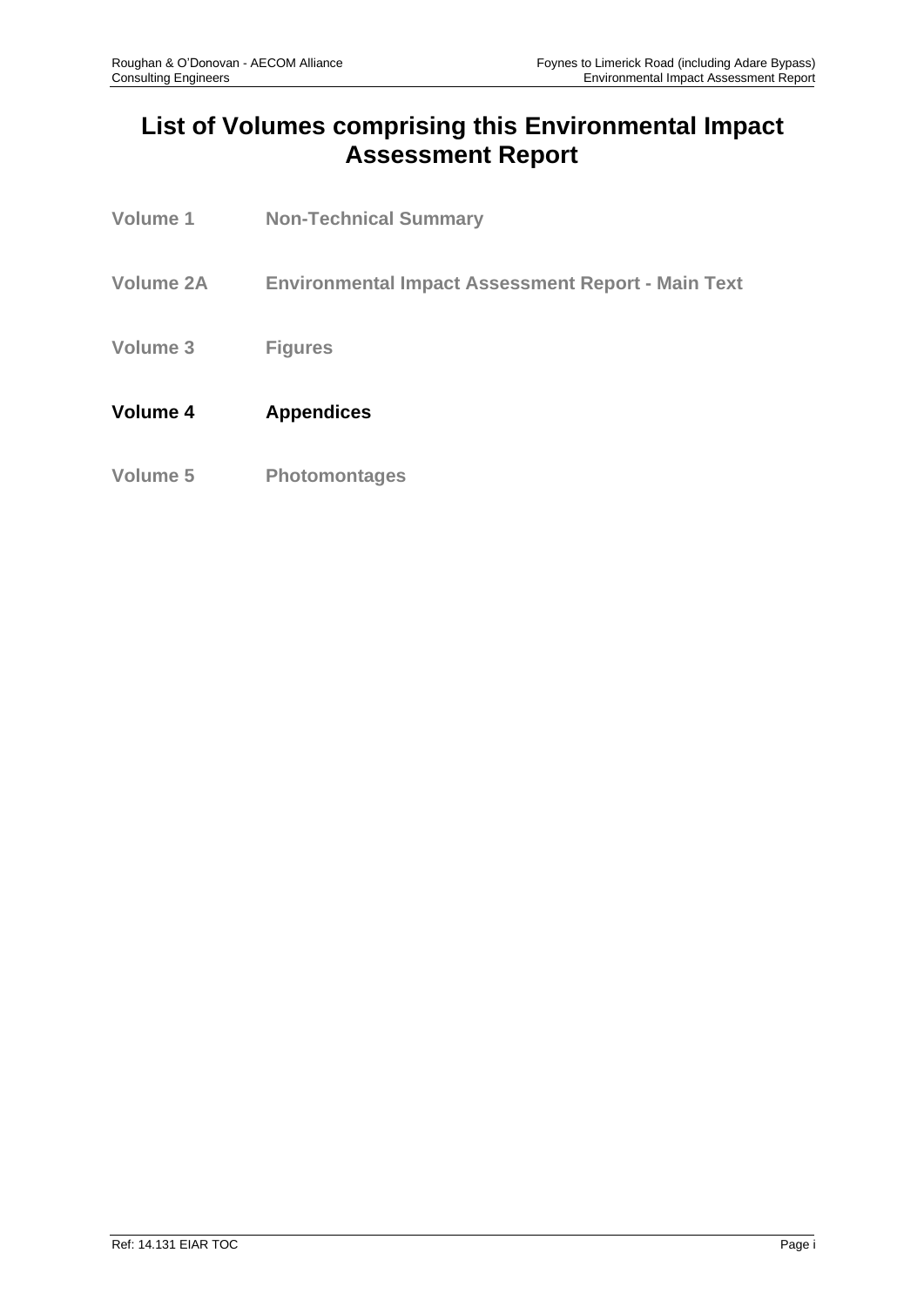# List of Volumes comprising this Environmental Impact Assessment Report

| | |
|---|---|
| Volume 1 | Non-Technical Summary |
| Volume 2A | Environmental Impact Assessment Report - Main Text |
| Volume 3 | Figures |
| **Volume 4** | **Appendices** |
| Volume 5 | Photomontages |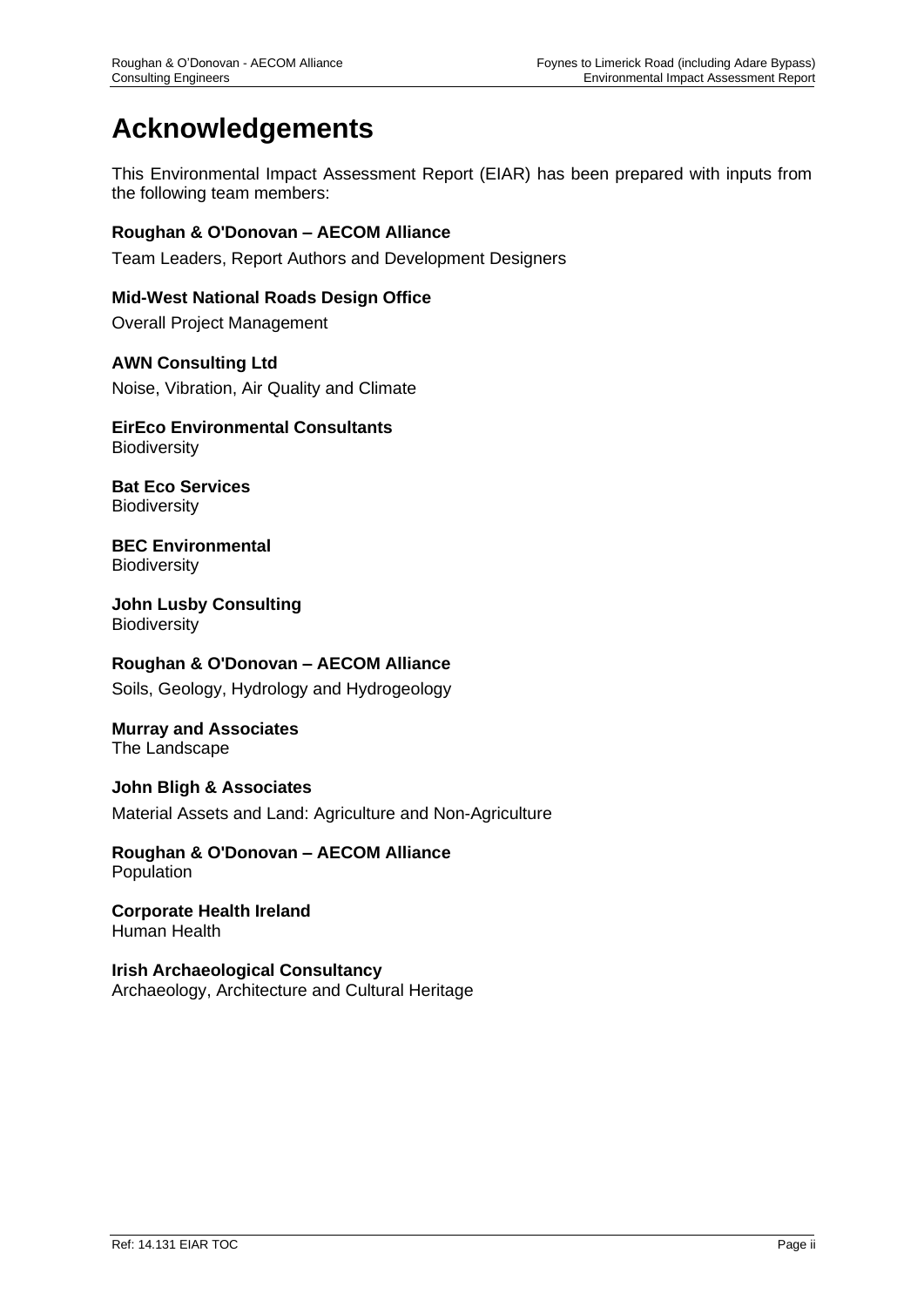# Acknowledgements

This Environmental Impact Assessment Report (EIAR) has been prepared with inputs from the following team members:

**Roughan & O'Donovan – AECOM Alliance**
Team Leaders, Report Authors and Development Designers

**Mid-West National Roads Design Office**
Overall Project Management

**AWN Consulting Ltd**
Noise, Vibration, Air Quality and Climate

**EirEco Environmental Consultants**
Biodiversity

**Bat Eco Services**
Biodiversity

**BEC Environmental**
Biodiversity

**John Lusby Consulting**
Biodiversity

**Roughan & O'Donovan – AECOM Alliance**
Soils, Geology, Hydrology and Hydrogeology

**Murray and Associates**
The Landscape

**John Bligh & Associates**
Material Assets and Land: Agriculture and Non-Agriculture

**Roughan & O'Donovan – AECOM Alliance**
Population

**Corporate Health Ireland**
Human Health

**Irish Archaeological Consultancy**
Archaeology, Architecture and Cultural Heritage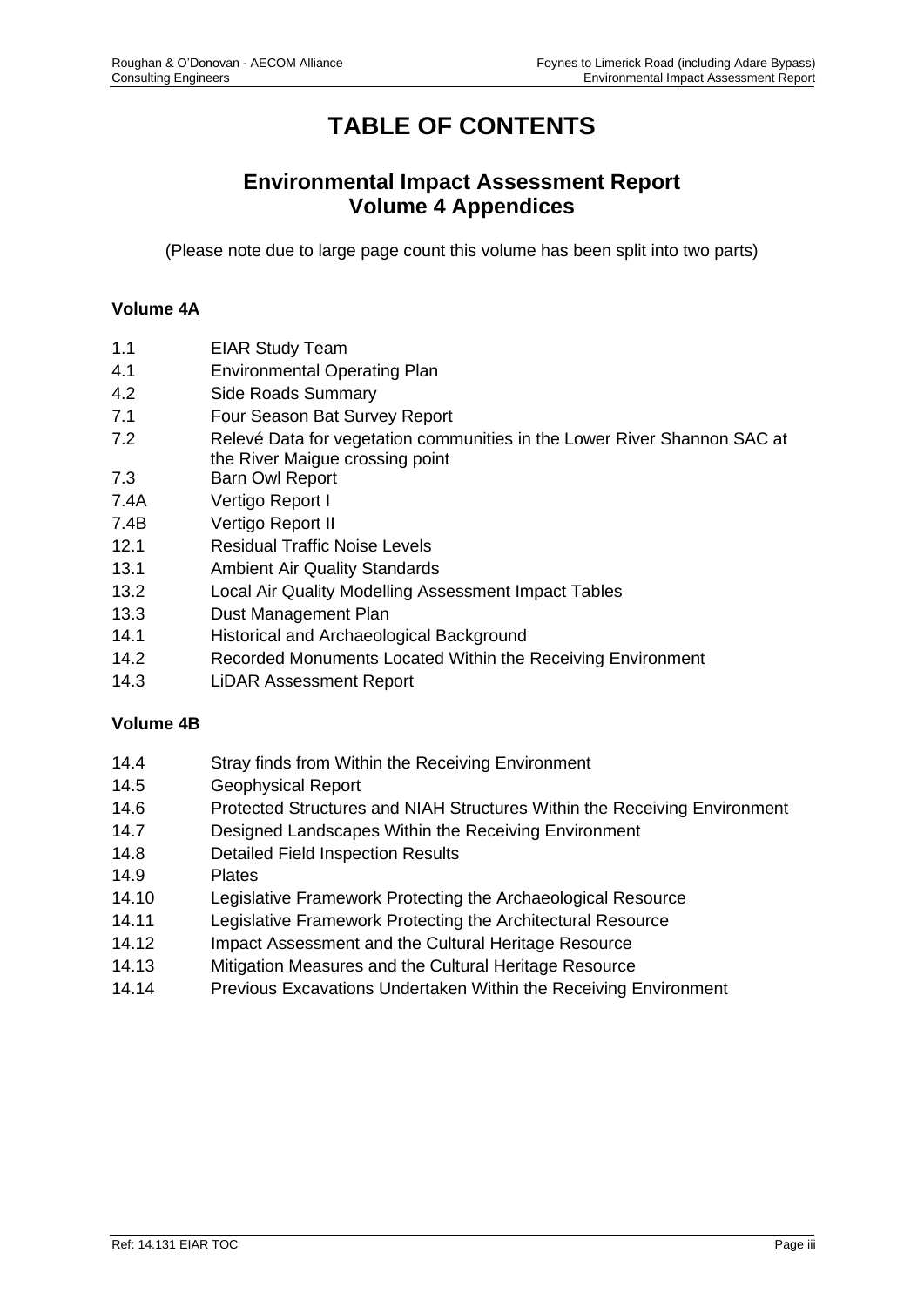# TABLE OF CONTENTS

## Environmental Impact Assessment Report
## Volume 4 Appendices

(Please note due to large page count this volume has been split into two parts)

**Volume 4A**

| | |
|---|---|
| 1.1 | EIAR Study Team |
| 4.1 | Environmental Operating Plan |
| 4.2 | Side Roads Summary |
| 7.1 | Four Season Bat Survey Report |
| 7.2 | Relevé Data for vegetation communities in the Lower River Shannon SAC at the River Maigue crossing point |
| 7.3 | Barn Owl Report |
| 7.4A | Vertigo Report I |
| 7.4B | Vertigo Report II |
| 12.1 | Residual Traffic Noise Levels |
| 13.1 | Ambient Air Quality Standards |
| 13.2 | Local Air Quality Modelling Assessment Impact Tables |
| 13.3 | Dust Management Plan |
| 14.1 | Historical and Archaeological Background |
| 14.2 | Recorded Monuments Located Within the Receiving Environment |
| 14.3 | LiDAR Assessment Report |

**Volume 4B**

| | |
|---|---|
| 14.4 | Stray finds from Within the Receiving Environment |
| 14.5 | Geophysical Report |
| 14.6 | Protected Structures and NIAH Structures Within the Receiving Environment |
| 14.7 | Designed Landscapes Within the Receiving Environment |
| 14.8 | Detailed Field Inspection Results |
| 14.9 | Plates |
| 14.10 | Legislative Framework Protecting the Archaeological Resource |
| 14.11 | Legislative Framework Protecting the Architectural Resource |
| 14.12 | Impact Assessment and the Cultural Heritage Resource |
| 14.13 | Mitigation Measures and the Cultural Heritage Resource |
| 14.14 | Previous Excavations Undertaken Within the Receiving Environment |